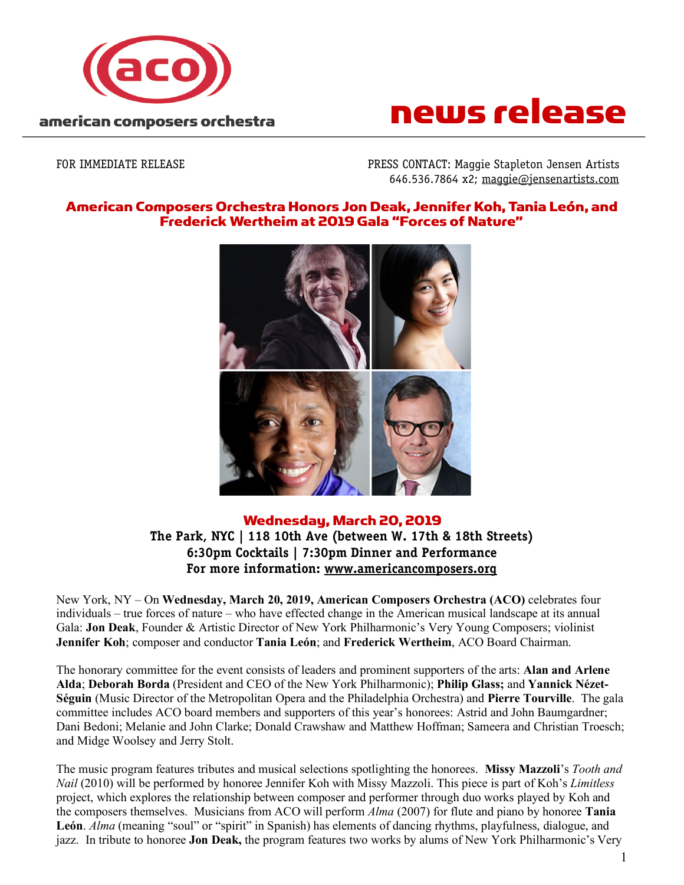american composers orchestra

# news release

FOR IMMEDIATE RELEASE

PRESS CONTACT: Maggie Stapleton Jensen Artists
646.536.7864 x2; maggie@jensenartists.com

## American Composers Orchestra Honors Jon Deak, Jennifer Koh, Tania León, and Frederick Wertheim at 2019 Gala "Forces of Nature"

**Wednesday, March 20, 2019**
**The Park, NYC | 118 10th Ave (between W. 17th & 18th Streets)**
**6:30pm Cocktails | 7:30pm Dinner and Performance**
**For more information: www.americancomposers.org**

New York, NY – On **Wednesday, March 20, 2019, American Composers Orchestra (ACO)** celebrates four individuals – true forces of nature – who have effected change in the American musical landscape at its annual Gala: **Jon Deak**, Founder & Artistic Director of New York Philharmonic's Very Young Composers; violinist **Jennifer Koh**; composer and conductor **Tania León**; and **Frederick Wertheim**, ACO Board Chairman.

The honorary committee for the event consists of leaders and prominent supporters of the arts: **Alan and Arlene Alda**; **Deborah Borda** (President and CEO of the New York Philharmonic); **Philip Glass;** and **Yannick Nézet-Séguin** (Music Director of the Metropolitan Opera and the Philadelphia Orchestra) and **Pierre Tourville**. The gala committee includes ACO board members and supporters of this year's honorees: Astrid and John Baumgardner; Dani Bedoni; Melanie and John Clarke; Donald Crawshaw and Matthew Hoffman; Sameera and Christian Troesch; and Midge Woolsey and Jerry Stolt.

The music program features tributes and musical selections spotlighting the honorees. **Missy Mazzoli**'s *Tooth and Nail* (2010) will be performed by honoree Jennifer Koh with Missy Mazzoli. This piece is part of Koh's *Limitless* project, which explores the relationship between composer and performer through duo works played by Koh and the composers themselves. Musicians from ACO will perform *Alma* (2007) for flute and piano by honoree **Tania León**. *Alma* (meaning "soul" or "spirit" in Spanish) has elements of dancing rhythms, playfulness, dialogue, and jazz. In tribute to honoree **Jon Deak,** the program features two works by alums of New York Philharmonic's Very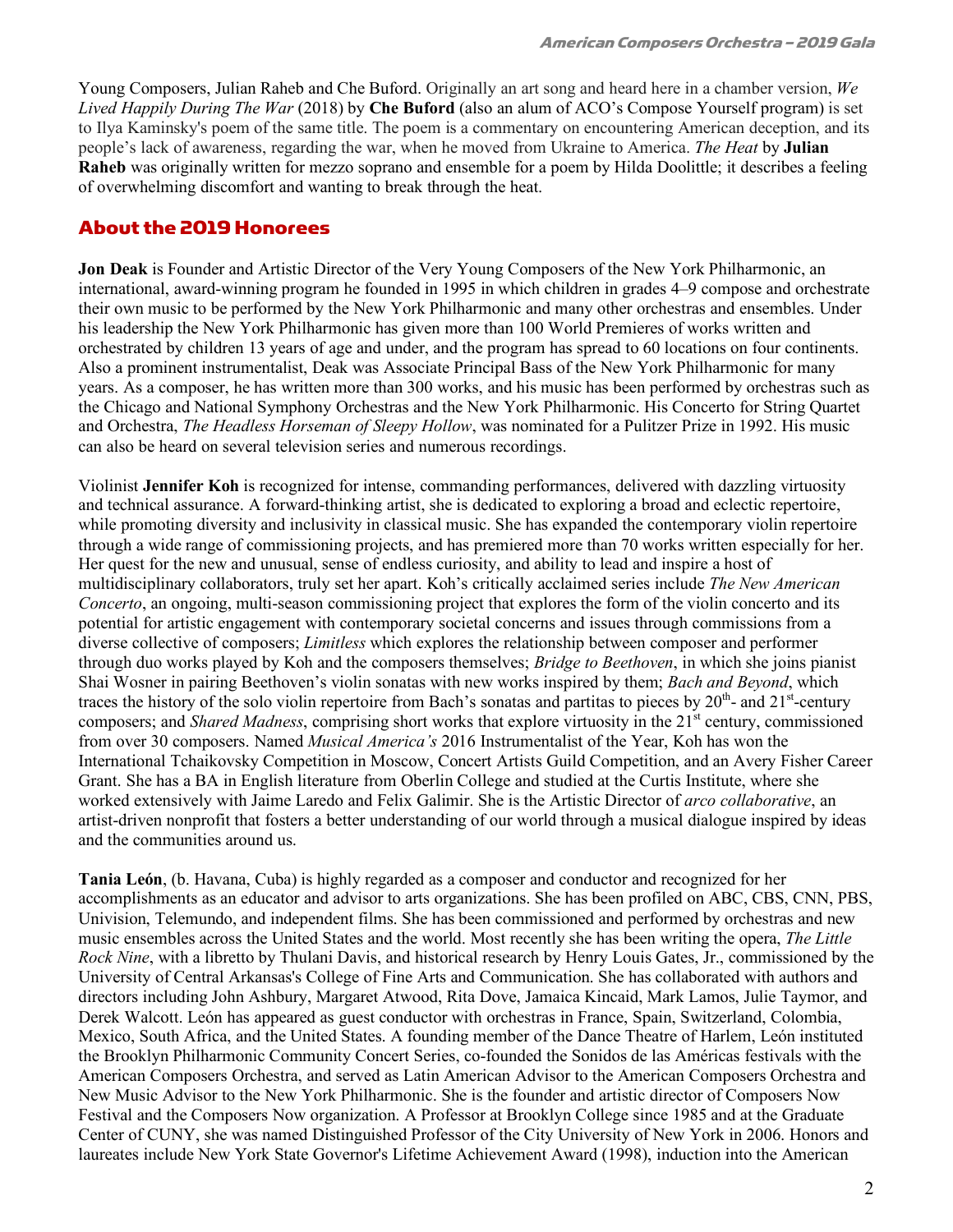Young Composers, Julian Raheb and Che Buford. Originally an art song and heard here in a chamber version, *We Lived Happily During The War* (2018) by **Che Buford** (also an alum of ACO's Compose Yourself program) is set to Ilya Kaminsky's poem of the same title. The poem is a commentary on encountering American deception, and its people's lack of awareness, regarding the war, when he moved from Ukraine to America. *The Heat* by **Julian Raheb** was originally written for mezzo soprano and ensemble for a poem by Hilda Doolittle; it describes a feeling of overwhelming discomfort and wanting to break through the heat.

## About the 2019 Honorees

**Jon Deak** is Founder and Artistic Director of the Very Young Composers of the New York Philharmonic, an international, award-winning program he founded in 1995 in which children in grades 4–9 compose and orchestrate their own music to be performed by the New York Philharmonic and many other orchestras and ensembles. Under his leadership the New York Philharmonic has given more than 100 World Premieres of works written and orchestrated by children 13 years of age and under, and the program has spread to 60 locations on four continents. Also a prominent instrumentalist, Deak was Associate Principal Bass of the New York Philharmonic for many years. As a composer, he has written more than 300 works, and his music has been performed by orchestras such as the Chicago and National Symphony Orchestras and the New York Philharmonic. His Concerto for String Quartet and Orchestra, *The Headless Horseman of Sleepy Hollow*, was nominated for a Pulitzer Prize in 1992. His music can also be heard on several television series and numerous recordings.

Violinist **Jennifer Koh** is recognized for intense, commanding performances, delivered with dazzling virtuosity and technical assurance. A forward-thinking artist, she is dedicated to exploring a broad and eclectic repertoire, while promoting diversity and inclusivity in classical music. She has expanded the contemporary violin repertoire through a wide range of commissioning projects, and has premiered more than 70 works written especially for her. Her quest for the new and unusual, sense of endless curiosity, and ability to lead and inspire a host of multidisciplinary collaborators, truly set her apart. Koh's critically acclaimed series include *The New American Concerto*, an ongoing, multi-season commissioning project that explores the form of the violin concerto and its potential for artistic engagement with contemporary societal concerns and issues through commissions from a diverse collective of composers; *Limitless* which explores the relationship between composer and performer through duo works played by Koh and the composers themselves; *Bridge to Beethoven*, in which she joins pianist Shai Wosner in pairing Beethoven's violin sonatas with new works inspired by them; *Bach and Beyond*, which traces the history of the solo violin repertoire from Bach's sonatas and partitas to pieces by 20th- and 21st-century composers; and *Shared Madness*, comprising short works that explore virtuosity in the 21st century, commissioned from over 30 composers. Named *Musical America's* 2016 Instrumentalist of the Year, Koh has won the International Tchaikovsky Competition in Moscow, Concert Artists Guild Competition, and an Avery Fisher Career Grant. She has a BA in English literature from Oberlin College and studied at the Curtis Institute, where she worked extensively with Jaime Laredo and Felix Galimir. She is the Artistic Director of *arco collaborative*, an artist-driven nonprofit that fosters a better understanding of our world through a musical dialogue inspired by ideas and the communities around us.

**Tania León**, (b. Havana, Cuba) is highly regarded as a composer and conductor and recognized for her accomplishments as an educator and advisor to arts organizations. She has been profiled on ABC, CBS, CNN, PBS, Univision, Telemundo, and independent films. She has been commissioned and performed by orchestras and new music ensembles across the United States and the world. Most recently she has been writing the opera, *The Little Rock Nine*, with a libretto by Thulani Davis, and historical research by Henry Louis Gates, Jr., commissioned by the University of Central Arkansas's College of Fine Arts and Communication. She has collaborated with authors and directors including John Ashbury, Margaret Atwood, Rita Dove, Jamaica Kincaid, Mark Lamos, Julie Taymor, and Derek Walcott. León has appeared as guest conductor with orchestras in France, Spain, Switzerland, Colombia, Mexico, South Africa, and the United States. A founding member of the Dance Theatre of Harlem, León instituted the Brooklyn Philharmonic Community Concert Series, co-founded the Sonidos de las Américas festivals with the American Composers Orchestra, and served as Latin American Advisor to the American Composers Orchestra and New Music Advisor to the New York Philharmonic. She is the founder and artistic director of Composers Now Festival and the Composers Now organization. A Professor at Brooklyn College since 1985 and at the Graduate Center of CUNY, she was named Distinguished Professor of the City University of New York in 2006. Honors and laureates include New York State Governor's Lifetime Achievement Award (1998), induction into the American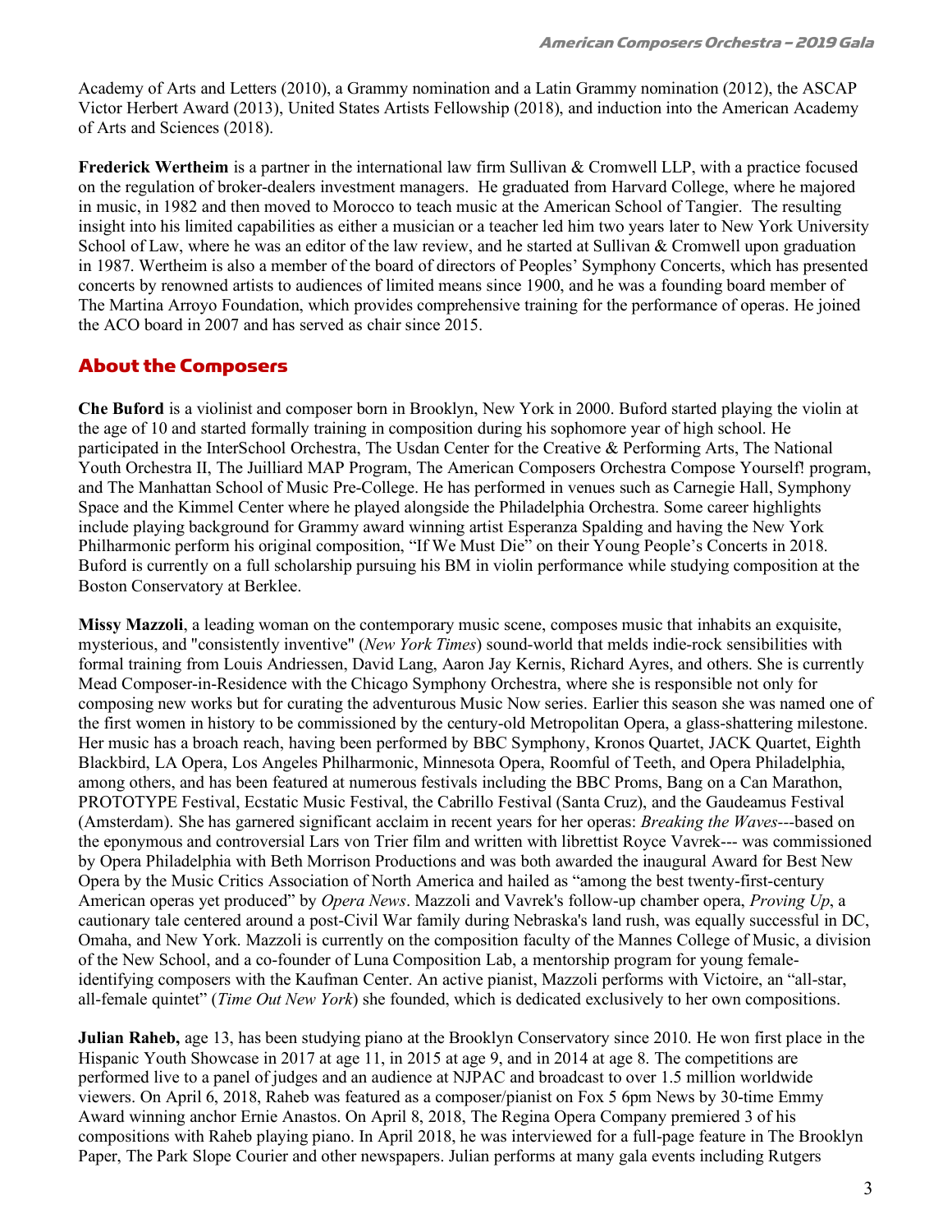Academy of Arts and Letters (2010), a Grammy nomination and a Latin Grammy nomination (2012), the ASCAP Victor Herbert Award (2013), United States Artists Fellowship (2018), and induction into the American Academy of Arts and Sciences (2018).

**Frederick Wertheim** is a partner in the international law firm Sullivan & Cromwell LLP, with a practice focused on the regulation of broker-dealers investment managers. He graduated from Harvard College, where he majored in music, in 1982 and then moved to Morocco to teach music at the American School of Tangier. The resulting insight into his limited capabilities as either a musician or a teacher led him two years later to New York University School of Law, where he was an editor of the law review, and he started at Sullivan & Cromwell upon graduation in 1987. Wertheim is also a member of the board of directors of Peoples' Symphony Concerts, which has presented concerts by renowned artists to audiences of limited means since 1900, and he was a founding board member of The Martina Arroyo Foundation, which provides comprehensive training for the performance of operas. He joined the ACO board in 2007 and has served as chair since 2015.

## About the Composers

**Che Buford** is a violinist and composer born in Brooklyn, New York in 2000. Buford started playing the violin at the age of 10 and started formally training in composition during his sophomore year of high school. He participated in the InterSchool Orchestra, The Usdan Center for the Creative & Performing Arts, The National Youth Orchestra II, The Juilliard MAP Program, The American Composers Orchestra Compose Yourself! program, and The Manhattan School of Music Pre-College. He has performed in venues such as Carnegie Hall, Symphony Space and the Kimmel Center where he played alongside the Philadelphia Orchestra. Some career highlights include playing background for Grammy award winning artist Esperanza Spalding and having the New York Philharmonic perform his original composition, "If We Must Die" on their Young People's Concerts in 2018. Buford is currently on a full scholarship pursuing his BM in violin performance while studying composition at the Boston Conservatory at Berklee.

**Missy Mazzoli**, a leading woman on the contemporary music scene, composes music that inhabits an exquisite, mysterious, and "consistently inventive" (*New York Times*) sound-world that melds indie-rock sensibilities with formal training from Louis Andriessen, David Lang, Aaron Jay Kernis, Richard Ayres, and others. She is currently Mead Composer-in-Residence with the Chicago Symphony Orchestra, where she is responsible not only for composing new works but for curating the adventurous Music Now series. Earlier this season she was named one of the first women in history to be commissioned by the century-old Metropolitan Opera, a glass-shattering milestone. Her music has a broach reach, having been performed by BBC Symphony, Kronos Quartet, JACK Quartet, Eighth Blackbird, LA Opera, Los Angeles Philharmonic, Minnesota Opera, Roomful of Teeth, and Opera Philadelphia, among others, and has been featured at numerous festivals including the BBC Proms, Bang on a Can Marathon, PROTOTYPE Festival, Ecstatic Music Festival, the Cabrillo Festival (Santa Cruz), and the Gaudeamus Festival (Amsterdam). She has garnered significant acclaim in recent years for her operas: *Breaking the Waves*---based on the eponymous and controversial Lars von Trier film and written with librettist Royce Vavrek--- was commissioned by Opera Philadelphia with Beth Morrison Productions and was both awarded the inaugural Award for Best New Opera by the Music Critics Association of North America and hailed as "among the best twenty-first-century American operas yet produced" by *Opera News*. Mazzoli and Vavrek's follow-up chamber opera, *Proving Up*, a cautionary tale centered around a post-Civil War family during Nebraska's land rush, was equally successful in DC, Omaha, and New York. Mazzoli is currently on the composition faculty of the Mannes College of Music, a division of the New School, and a co-founder of Luna Composition Lab, a mentorship program for young female-identifying composers with the Kaufman Center. An active pianist, Mazzoli performs with Victoire, an "all-star, all-female quintet" (*Time Out New York*) she founded, which is dedicated exclusively to her own compositions.

**Julian Raheb,** age 13, has been studying piano at the Brooklyn Conservatory since 2010. He won first place in the Hispanic Youth Showcase in 2017 at age 11, in 2015 at age 9, and in 2014 at age 8. The competitions are performed live to a panel of judges and an audience at NJPAC and broadcast to over 1.5 million worldwide viewers. On April 6, 2018, Raheb was featured as a composer/pianist on Fox 5 6pm News by 30-time Emmy Award winning anchor Ernie Anastos. On April 8, 2018, The Regina Opera Company premiered 3 of his compositions with Raheb playing piano. In April 2018, he was interviewed for a full-page feature in The Brooklyn Paper, The Park Slope Courier and other newspapers. Julian performs at many gala events including Rutgers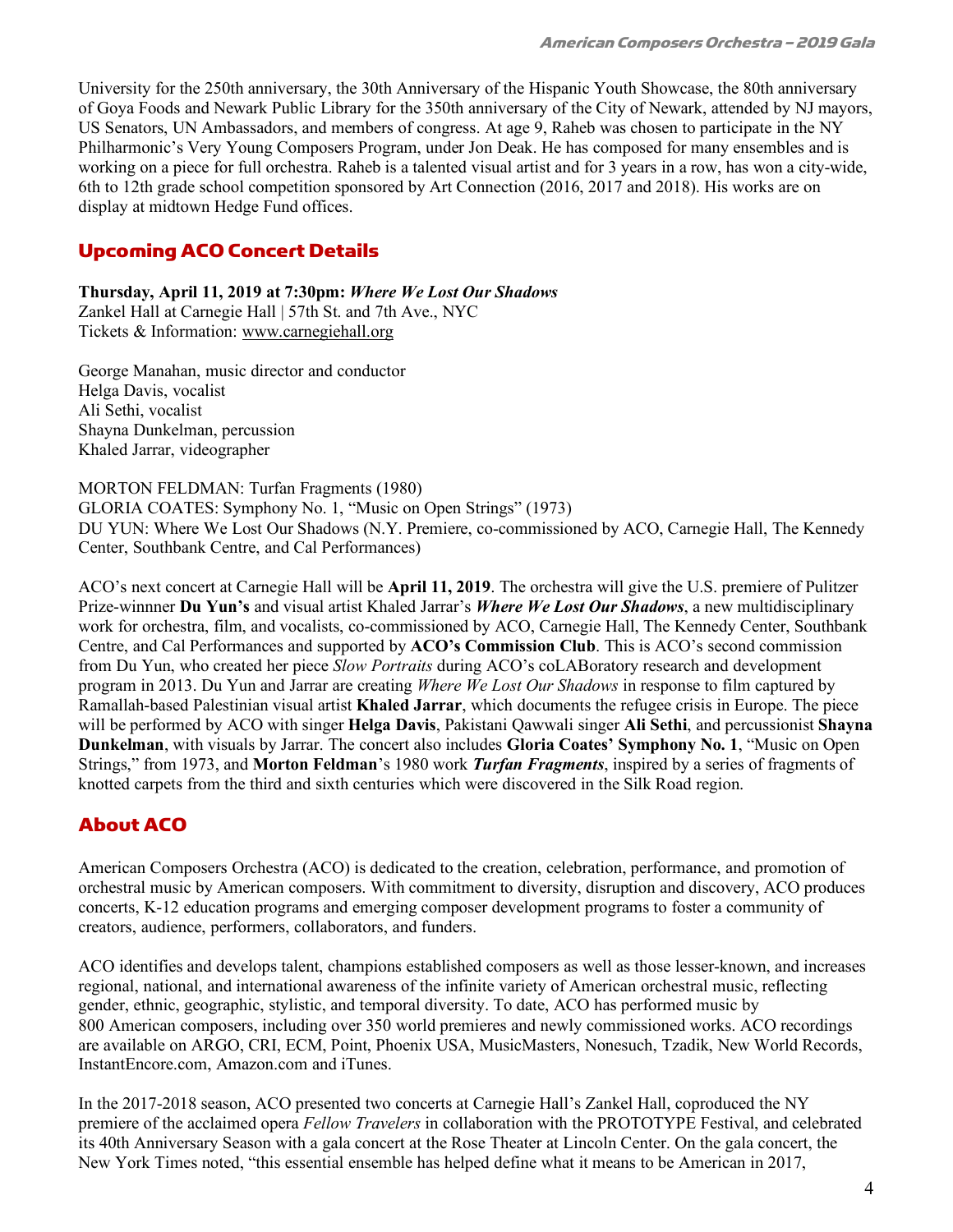University for the 250th anniversary, the 30th Anniversary of the Hispanic Youth Showcase, the 80th anniversary of Goya Foods and Newark Public Library for the 350th anniversary of the City of Newark, attended by NJ mayors, US Senators, UN Ambassadors, and members of congress. At age 9, Raheb was chosen to participate in the NY Philharmonic's Very Young Composers Program, under Jon Deak. He has composed for many ensembles and is working on a piece for full orchestra. Raheb is a talented visual artist and for 3 years in a row, has won a city-wide, 6th to 12th grade school competition sponsored by Art Connection (2016, 2017 and 2018). His works are on display at midtown Hedge Fund offices.

## Upcoming ACO Concert Details

**Thursday, April 11, 2019 at 7:30pm: *Where We Lost Our Shadows***
Zankel Hall at Carnegie Hall | 57th St. and 7th Ave., NYC
Tickets & Information: www.carnegiehall.org

George Manahan, music director and conductor
Helga Davis, vocalist
Ali Sethi, vocalist
Shayna Dunkelman, percussion
Khaled Jarrar, videographer

MORTON FELDMAN: Turfan Fragments (1980)
GLORIA COATES: Symphony No. 1, "Music on Open Strings" (1973)
DU YUN: Where We Lost Our Shadows (N.Y. Premiere, co-commissioned by ACO, Carnegie Hall, The Kennedy Center, Southbank Centre, and Cal Performances)

ACO's next concert at Carnegie Hall will be **April 11, 2019**. The orchestra will give the U.S. premiere of Pulitzer Prize-winnner **Du Yun's** and visual artist Khaled Jarrar's ***Where We Lost Our Shadows***, a new multidisciplinary work for orchestra, film, and vocalists, co-commissioned by ACO, Carnegie Hall, The Kennedy Center, Southbank Centre, and Cal Performances and supported by **ACO's Commission Club**. This is ACO's second commission from Du Yun, who created her piece *Slow Portraits* during ACO's coLABoratory research and development program in 2013. Du Yun and Jarrar are creating *Where We Lost Our Shadows* in response to film captured by Ramallah-based Palestinian visual artist **Khaled Jarrar**, which documents the refugee crisis in Europe. The piece will be performed by ACO with singer **Helga Davis**, Pakistani Qawwali singer **Ali Sethi**, and percussionist **Shayna Dunkelman**, with visuals by Jarrar. The concert also includes **Gloria Coates' Symphony No. 1**, "Music on Open Strings," from 1973, and **Morton Feldman**'s 1980 work ***Turfan Fragments***, inspired by a series of fragments of knotted carpets from the third and sixth centuries which were discovered in the Silk Road region.

## About ACO

American Composers Orchestra (ACO) is dedicated to the creation, celebration, performance, and promotion of orchestral music by American composers. With commitment to diversity, disruption and discovery, ACO produces concerts, K-12 education programs and emerging composer development programs to foster a community of creators, audience, performers, collaborators, and funders.

ACO identifies and develops talent, champions established composers as well as those lesser-known, and increases regional, national, and international awareness of the infinite variety of American orchestral music, reflecting gender, ethnic, geographic, stylistic, and temporal diversity. To date, ACO has performed music by 800 American composers, including over 350 world premieres and newly commissioned works. ACO recordings are available on ARGO, CRI, ECM, Point, Phoenix USA, MusicMasters, Nonesuch, Tzadik, New World Records, InstantEncore.com, Amazon.com and iTunes.

In the 2017-2018 season, ACO presented two concerts at Carnegie Hall's Zankel Hall, coproduced the NY premiere of the acclaimed opera *Fellow Travelers* in collaboration with the PROTOTYPE Festival, and celebrated its 40th Anniversary Season with a gala concert at the Rose Theater at Lincoln Center. On the gala concert, the New York Times noted, "this essential ensemble has helped define what it means to be American in 2017,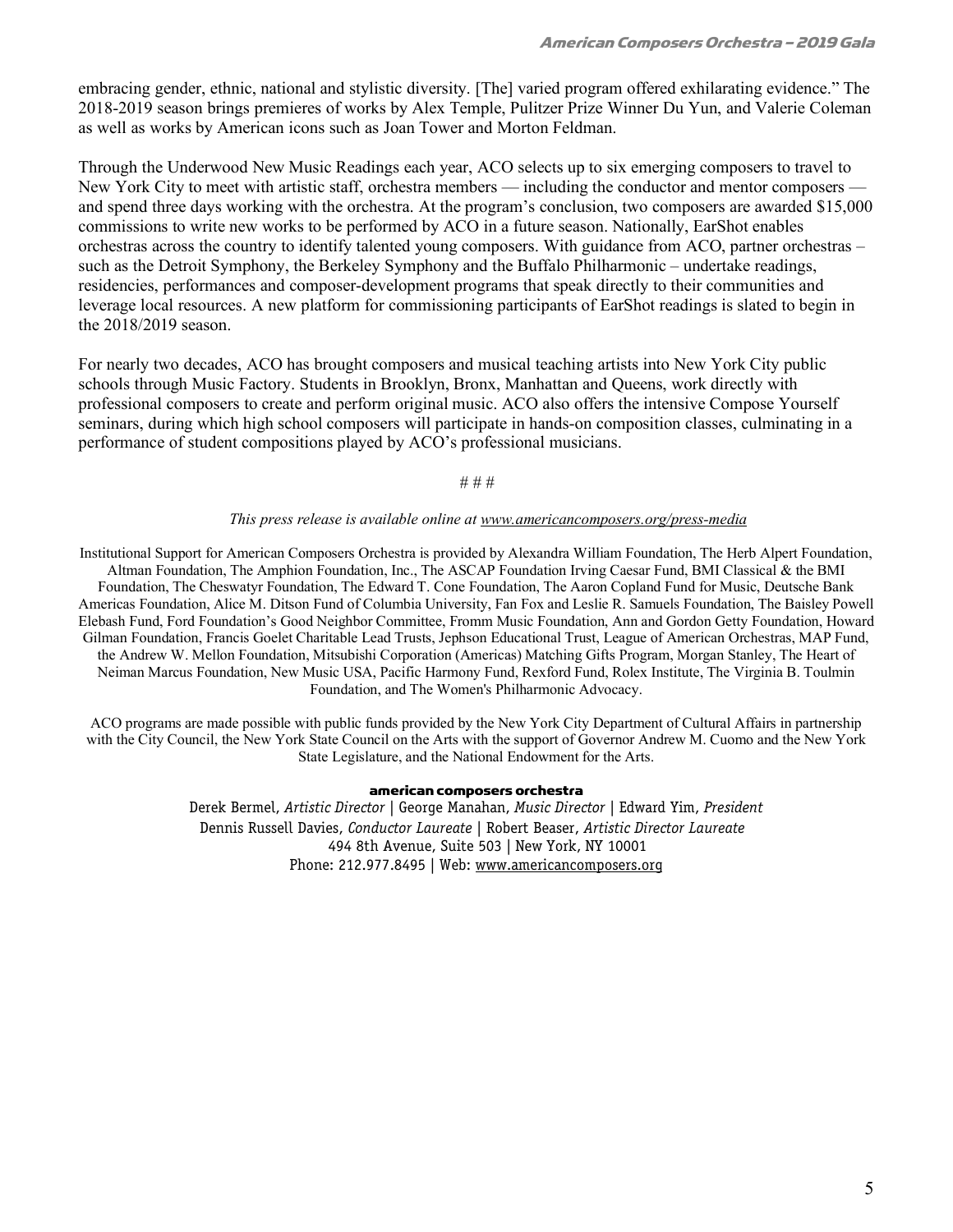embracing gender, ethnic, national and stylistic diversity. [The] varied program offered exhilarating evidence." The 2018-2019 season brings premieres of works by Alex Temple, Pulitzer Prize Winner Du Yun, and Valerie Coleman as well as works by American icons such as Joan Tower and Morton Feldman.

Through the Underwood New Music Readings each year, ACO selects up to six emerging composers to travel to New York City to meet with artistic staff, orchestra members — including the conductor and mentor composers — and spend three days working with the orchestra. At the program's conclusion, two composers are awarded $15,000 commissions to write new works to be performed by ACO in a future season. Nationally, EarShot enables orchestras across the country to identify talented young composers. With guidance from ACO, partner orchestras – such as the Detroit Symphony, the Berkeley Symphony and the Buffalo Philharmonic – undertake readings, residencies, performances and composer-development programs that speak directly to their communities and leverage local resources. A new platform for commissioning participants of EarShot readings is slated to begin in the 2018/2019 season.

For nearly two decades, ACO has brought composers and musical teaching artists into New York City public schools through Music Factory. Students in Brooklyn, Bronx, Manhattan and Queens, work directly with professional composers to create and perform original music. ACO also offers the intensive Compose Yourself seminars, during which high school composers will participate in hands-on composition classes, culminating in a performance of student compositions played by ACO's professional musicians.

# # #

*This press release is available online at www.americancomposers.org/press-media*

Institutional Support for American Composers Orchestra is provided by Alexandra William Foundation, The Herb Alpert Foundation, Altman Foundation, The Amphion Foundation, Inc., The ASCAP Foundation Irving Caesar Fund, BMI Classical & the BMI Foundation, The Cheswatyr Foundation, The Edward T. Cone Foundation, The Aaron Copland Fund for Music, Deutsche Bank Americas Foundation, Alice M. Ditson Fund of Columbia University, Fan Fox and Leslie R. Samuels Foundation, The Baisley Powell Elebash Fund, Ford Foundation's Good Neighbor Committee, Fromm Music Foundation, Ann and Gordon Getty Foundation, Howard Gilman Foundation, Francis Goelet Charitable Lead Trusts, Jephson Educational Trust, League of American Orchestras, MAP Fund, the Andrew W. Mellon Foundation, Mitsubishi Corporation (Americas) Matching Gifts Program, Morgan Stanley, The Heart of Neiman Marcus Foundation, New Music USA, Pacific Harmony Fund, Rexford Fund, Rolex Institute, The Virginia B. Toulmin Foundation, and The Women's Philharmonic Advocacy.

ACO programs are made possible with public funds provided by the New York City Department of Cultural Affairs in partnership with the City Council, the New York State Council on the Arts with the support of Governor Andrew M. Cuomo and the New York State Legislature, and the National Endowment for the Arts.

**american composers orchestra**

Derek Bermel, *Artistic Director* | George Manahan, *Music Director* | Edward Yim, *President*
Dennis Russell Davies, *Conductor Laureate* | Robert Beaser, *Artistic Director Laureate*
494 8th Avenue, Suite 503 | New York, NY 10001
Phone: 212.977.8495 | Web: www.americancomposers.org